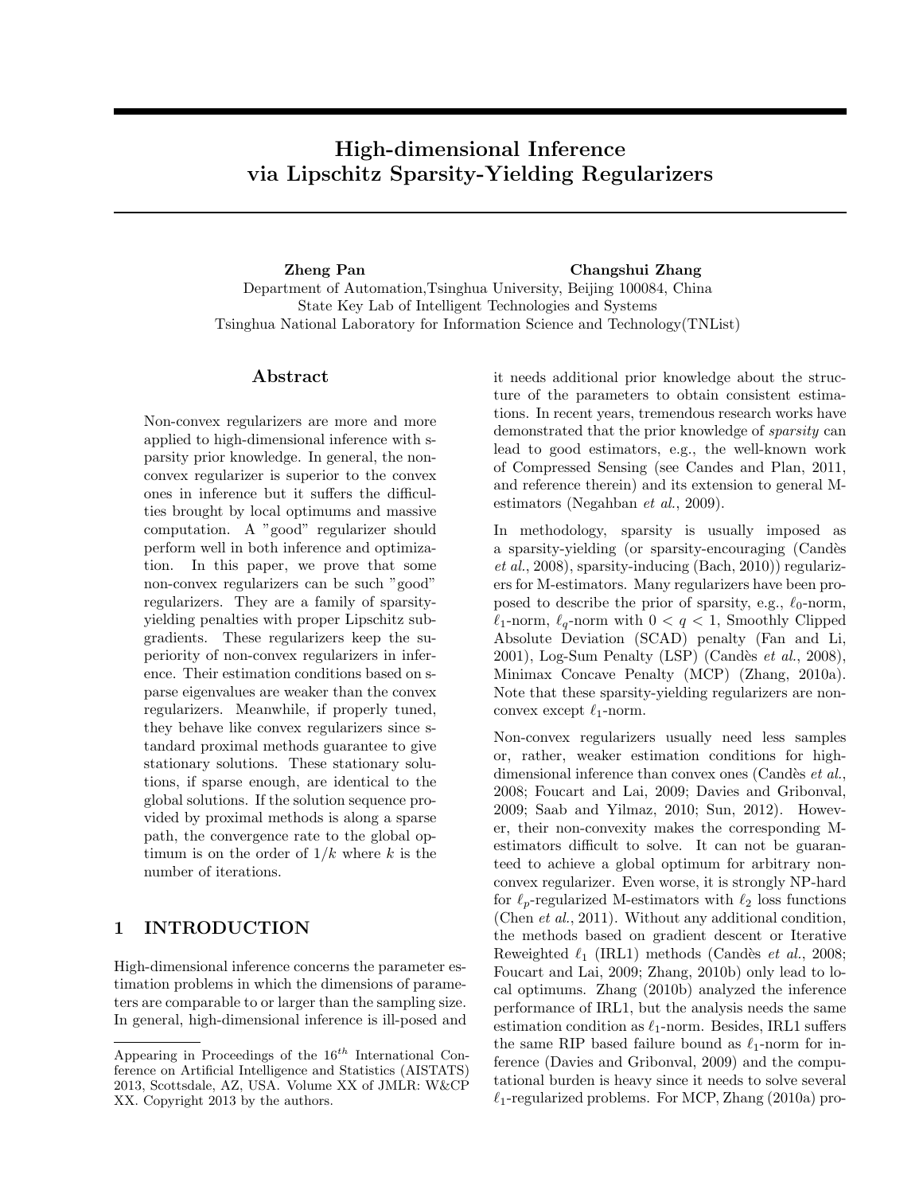# High-dimensional Inference via Lipschitz Sparsity-Yielding Regularizers

**Zheng Pan** **Changshui Zhang**

Department of Automation,Tsinghua University, Beijing 100084, China
State Key Lab of Intelligent Technologies and Systems
Tsinghua National Laboratory for Information Science and Technology(TNList)

## Abstract

Non-convex regularizers are more and more applied to high-dimensional inference with sparsity prior knowledge. In general, the nonconvex regularizer is superior to the convex ones in inference but it suffers the difficulties brought by local optimums and massive computation. A "good" regularizer should perform well in both inference and optimization. In this paper, we prove that some non-convex regularizers can be such "good" regularizers. They are a family of sparsity-yielding penalties with proper Lipschitz subgradients. These regularizers keep the superiority of non-convex regularizers in inference. Their estimation conditions based on sparse eigenvalues are weaker than the convex regularizers. Meanwhile, if properly tuned, they behave like convex regularizers since standard proximal methods guarantee to give stationary solutions. These stationary solutions, if sparse enough, are identical to the global solutions. If the solution sequence provided by proximal methods is along a sparse path, the convergence rate to the global optimum is on the order of $1/k$ where $k$ is the number of iterations.

## 1 INTRODUCTION

High-dimensional inference concerns the parameter estimation problems in which the dimensions of parameters are comparable to or larger than the sampling size. In general, high-dimensional inference is ill-posed and it needs additional prior knowledge about the structure of the parameters to obtain consistent estimations. In recent years, tremendous research works have demonstrated that the prior knowledge of *sparsity* can lead to good estimators, e.g., the well-known work of Compressed Sensing (see Candes and Plan, 2011, and reference therein) and its extension to general M-estimators (Negahban *et al.*, 2009).

In methodology, sparsity is usually imposed as a sparsity-yielding (or sparsity-encouraging (Candès *et al.*, 2008), sparsity-inducing (Bach, 2010)) regularizers for M-estimators. Many regularizers have been proposed to describe the prior of sparsity, e.g., $\ell_0$-norm, $\ell_1$-norm, $\ell_q$-norm with $0 < q < 1$, Smoothly Clipped Absolute Deviation (SCAD) penalty (Fan and Li, 2001), Log-Sum Penalty (LSP) (Candès *et al.*, 2008), Minimax Concave Penalty (MCP) (Zhang, 2010a). Note that these sparsity-yielding regularizers are nonconvex except $\ell_1$-norm.

Non-convex regularizers usually need less samples or, rather, weaker estimation conditions for high-dimensional inference than convex ones (Candès *et al.*, 2008; Foucart and Lai, 2009; Davies and Gribonval, 2009; Saab and Yilmaz, 2010; Sun, 2012). However, their non-convexity makes the corresponding M-estimators difficult to solve. It can not be guaranteed to achieve a global optimum for arbitrary nonconvex regularizer. Even worse, it is strongly NP-hard for $\ell_p$-regularized M-estimators with $\ell_2$ loss functions (Chen *et al.*, 2011). Without any additional condition, the methods based on gradient descent or Iterative Reweighted $\ell_1$ (IRL1) methods (Candès *et al.*, 2008; Foucart and Lai, 2009; Zhang, 2010b) only lead to local optimums. Zhang (2010b) analyzed the inference performance of IRL1, but the analysis needs the same estimation condition as $\ell_1$-norm. Besides, IRL1 suffers the same RIP based failure bound as $\ell_1$-norm for inference (Davies and Gribonval, 2009) and the computational burden is heavy since it needs to solve several $\ell_1$-regularized problems. For MCP, Zhang (2010a) pro-

Appearing in Proceedings of the 16[th] International Conference on Artificial Intelligence and Statistics (AISTATS) 2013, Scottsdale, AZ, USA. Volume XX of JMLR: W&CP XX. Copyright 2013 by the authors.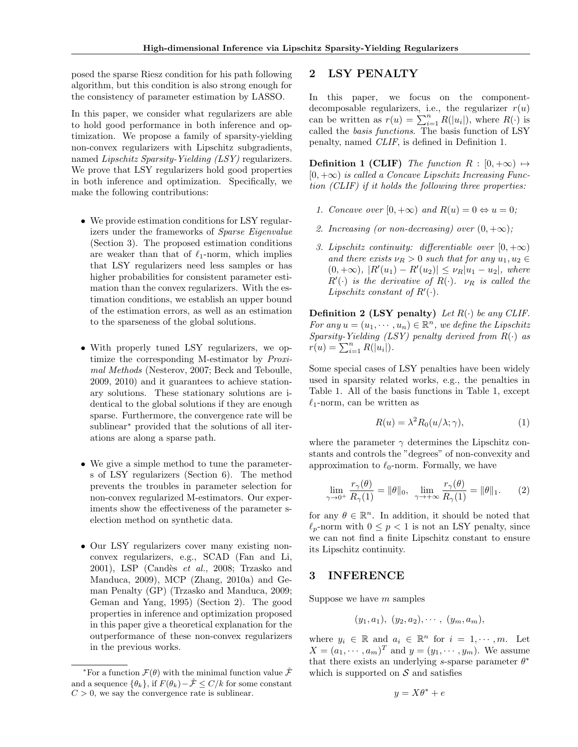posed the sparse Riesz condition for his path following algorithm, but this condition is also strong enough for the consistency of parameter estimation by LASSO.

In this paper, we consider what regularizers are able to hold good performance in both inference and optimization. We propose a family of sparsity-yielding non-convex regularizers with Lipschitz subgradients, named *Lipschitz Sparsity-Yielding (LSY)* regularizers. We prove that LSY regularizers hold good properties in both inference and optimization. Specifically, we make the following contributions:

- We provide estimation conditions for LSY regularizers under the frameworks of *Sparse Eigenvalue* (Section 3). The proposed estimation conditions are weaker than that of $\ell_1$-norm, which implies that LSY regularizers need less samples or has higher probabilities for consistent parameter estimation than the convex regularizers. With the estimation conditions, we establish an upper bound of the estimation errors, as well as an estimation to the sparseness of the global solutions.
- With properly tuned LSY regularizers, we optimize the corresponding M-estimator by *Proximal Methods* (Nesterov, 2007; Beck and Teboulle, 2009, 2010) and it guarantees to achieve stationary solutions. These stationary solutions are identical to the global solutions if they are enough sparse. Furthermore, the convergence rate will be sublinear* provided that the solutions of all iterations are along a sparse path.
- We give a simple method to tune the parameters of LSY regularizers (Section 6). The method prevents the troubles in parameter selection for non-convex regularized M-estimators. Our experiments show the effectiveness of the parameter selection method on synthetic data.
- Our LSY regularizers cover many existing non-convex regularizers, e.g., SCAD (Fan and Li, 2001), LSP (Candès *et al.*, 2008; Trzasko and Manduca, 2009), MCP (Zhang, 2010a) and Geman Penalty (GP) (Trzasko and Manduca, 2009; Geman and Yang, 1995) (Section 2). The good properties in inference and optimization proposed in this paper give a theoretical explanation for the outperformance of these non-convex regularizers in the previous works.

*For a function $\mathcal{F}(\theta)$ with the minimal function value $\hat{\mathcal{F}}$ and a sequence $\{\theta_k\}$, if $F(\theta_k) - \hat{\mathcal{F}} \leq C/k$ for some constant $C > 0$, we say the convergence rate is sublinear.

## 2 LSY PENALTY

In this paper, we focus on the component-decomposable regularizers, i.e., the regularizer $r(u)$ can be written as $r(u) = \sum_{i=1}^{n} R(|u_i|)$, where $R(\cdot)$ is called the *basis functions*. The basis function of LSY penalty, named *CLIF*, is defined in Definition 1.

**Definition 1 (CLIF)** *The function $R : [0, +\infty) \mapsto [0, +\infty)$ is called a Concave Lipschitz Increasing Function (CLIF) if it holds the following three properties:*

1. *Concave over $[0, +\infty)$ and $R(u) = 0 \Leftrightarrow u = 0$;*
2. *Increasing (or non-decreasing) over $(0, +\infty)$;*
3. *Lipschitz continuity: differentiable over $[0, +\infty)$ and there exists $\nu_R > 0$ such that for any $u_1, u_2 \in (0, +\infty)$, $|R'(u_1) - R'(u_2)| \leq \nu_R |u_1 - u_2|$, where $R'(\cdot)$ is the derivative of $R(\cdot)$. $\nu_R$ is called the Lipschitz constant of $R'(\cdot)$.*

**Definition 2 (LSY penalty)** *Let $R(\cdot)$ be any CLIF. For any $u = (u_1, \cdots, u_n) \in \mathbb{R}^n$, we define the Lipschitz Sparsity-Yielding (LSY) penalty derived from $R(\cdot)$ as $r(u) = \sum_{i=1}^{n} R(|u_i|)$.*

Some special cases of LSY penalties have been widely used in sparsity related works, e.g., the penalties in Table 1. All of the basis functions in Table 1, except $\ell_1$-norm, can be written as

$$R(u) = \lambda^2 R_0(u/\lambda; \gamma), \tag{1}$$

where the parameter $\gamma$ determines the Lipschitz constants and controls the "degrees" of non-convexity and approximation to $\ell_0$-norm. Formally, we have

$$\lim_{\gamma \to 0^+} \frac{r_\gamma(\theta)}{R_\gamma(1)} = \|\theta\|_0, \quad \lim_{\gamma \to +\infty} \frac{r_\gamma(\theta)}{R_\gamma(1)} = \|\theta\|_1. \tag{2}$$

for any $\theta \in \mathbb{R}^n$. In addition, it should be noted that $\ell_p$-norm with $0 \leq p < 1$ is not an LSY penalty, since we can not find a finite Lipschitz constant to ensure its Lipschitz continuity.

## 3 INFERENCE

Suppose we have $m$ samples

$$(y_1, a_1), \ (y_2, a_2), \cdots, \ (y_m, a_m),$$

where $y_i \in \mathbb{R}$ and $a_i \in \mathbb{R}^n$ for $i = 1, \cdots, m$. Let $X = (a_1, \cdots, a_m)^T$ and $y = (y_1, \cdots, y_m)$. We assume that there exists an underlying $s$-sparse parameter $\theta^*$ which is supported on $\mathcal{S}$ and satisfies

$$y = X\theta^* + e$$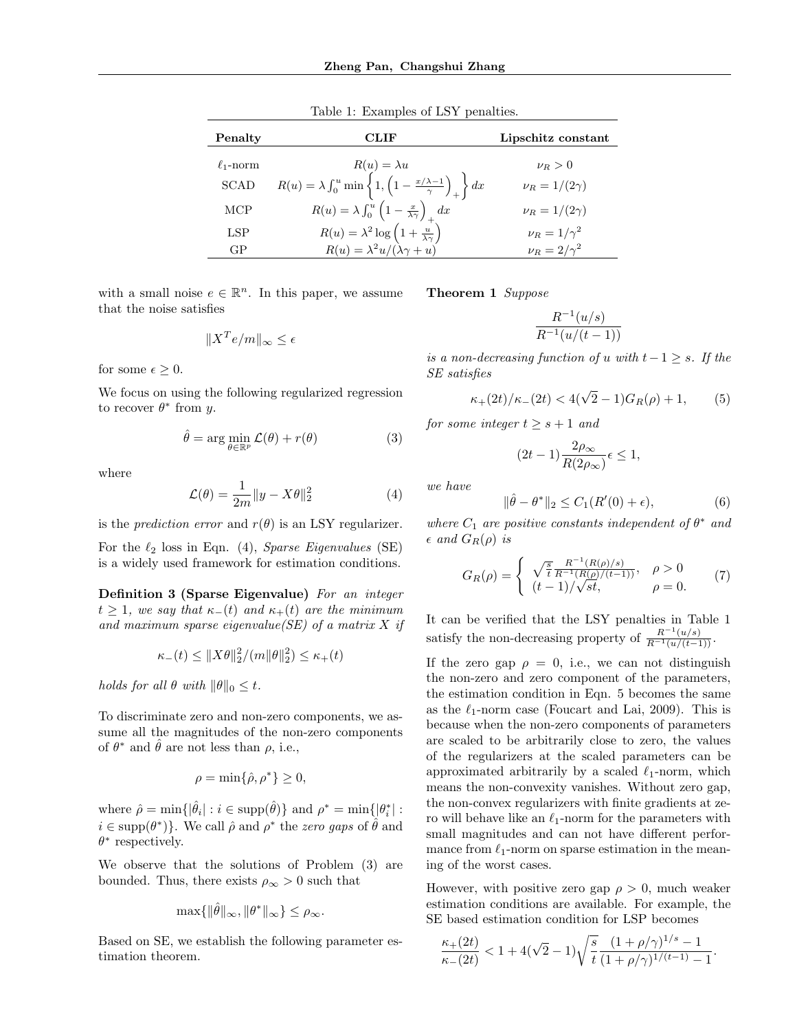Table 1: Examples of LSY penalties.

| Penalty | CLIF | Lipschitz constant |
|---|---|---|
| $\ell_1$-norm | $R(u) = \lambda u$ | $\nu_R > 0$ |
| SCAD | $R(u) = \lambda \int_0^u \min\left\{1, \left(1 - \frac{x/\lambda - 1}{\gamma}\right)_+\right\} dx$ | $\nu_R = 1/(2\gamma)$ |
| MCP | $R(u) = \lambda \int_0^u \left(1 - \frac{x}{\lambda\gamma}\right)_+ dx$ | $\nu_R = 1/(2\gamma)$ |
| LSP | $R(u) = \lambda^2 \log\left(1 + \frac{u}{\lambda\gamma}\right)$ | $\nu_R = 1/\gamma^2$ |
| GP | $R(u) = \lambda^2 u/(\lambda\gamma + u)$ | $\nu_R = 2/\gamma^2$ |

with a small noise $e \in \mathbb{R}^n$. In this paper, we assume that the noise satisfies

$$\|X^T e/m\|_\infty \leq \epsilon$$

for some $\epsilon \geq 0$.

We focus on using the following regularized regression to recover $\theta^*$ from $y$.

$$\hat{\theta} = \arg\min_{\theta \in \mathbb{R}^p} \mathcal{L}(\theta) + r(\theta) \tag{3}$$

where

$$\mathcal{L}(\theta) = \frac{1}{2m}\|y - X\theta\|_2^2 \tag{4}$$

is the *prediction error* and $r(\theta)$ is an LSY regularizer.

For the $\ell_2$ loss in Eqn. (4), *Sparse Eigenvalues* (SE) is a widely used framework for estimation conditions.

**Definition 3 (Sparse Eigenvalue)** *For an integer $t \geq 1$, we say that $\kappa_-(t)$ and $\kappa_+(t)$ are the minimum and maximum sparse eigenvalue(SE) of a matrix $X$ if*

$$\kappa_-(t) \leq \|X\theta\|_2^2/(m\|\theta\|_2^2) \leq \kappa_+(t)$$

*holds for all $\theta$ with $\|\theta\|_0 \leq t$.*

To discriminate zero and non-zero components, we assume all the magnitudes of the non-zero components of $\theta^*$ and $\hat{\theta}$ are not less than $\rho$, i.e.,

$$\rho = \min\{\hat{\rho}, \rho^*\} \geq 0,$$

where $\hat{\rho} = \min\{|\hat{\theta}_i| : i \in \text{supp}(\hat{\theta})\}$ and $\rho^* = \min\{|\theta^*_i| : i \in \text{supp}(\theta^*)\}$. We call $\hat{\rho}$ and $\rho^*$ the *zero gaps* of $\hat{\theta}$ and $\theta^*$ respectively.

We observe that the solutions of Problem (3) are bounded. Thus, there exists $\rho_\infty > 0$ such that

$$\max\{\|\hat{\theta}\|_\infty, \|\theta^*\|_\infty\} \leq \rho_\infty.$$

Based on SE, we establish the following parameter estimation theorem.

**Theorem 1** *Suppose*

$$\frac{R^{-1}(u/s)}{R^{-1}(u/(t-1))}$$

*is a non-decreasing function of $u$ with $t - 1 \geq s$. If the SE satisfies*

$$\kappa_+(2t)/\kappa_-(2t) < 4(\sqrt{2} - 1)G_R(\rho) + 1, \tag{5}$$

*for some integer $t \geq s + 1$ and*

$$(2t - 1)\frac{2\rho_\infty}{R(2\rho_\infty)}\epsilon \leq 1,$$

*we have*

$$\|\hat{\theta} - \theta^*\|_2 \leq C_1(R'(0) + \epsilon), \tag{6}$$

*where $C_1$ are positive constants independent of $\theta^*$ and $\epsilon$ and $G_R(\rho)$ is*

$$G_R(\rho) = \begin{cases} \sqrt{\frac{s}{t}} \frac{R^{-1}(R(\rho)/s)}{R^{-1}(R(\rho)/(t-1))}, & \rho > 0 \\ (t-1)/\sqrt{st}, & \rho = 0. \end{cases} \tag{7}$$

It can be verified that the LSY penalties in Table 1 satisfy the non-decreasing property of $\frac{R^{-1}(u/s)}{R^{-1}(u/(t-1))}$.

If the zero gap $\rho = 0$, i.e., we can not distinguish the non-zero and zero component of the parameters, the estimation condition in Eqn. 5 becomes the same as the $\ell_1$-norm case (Foucart and Lai, 2009). This is because when the non-zero components of parameters are scaled to be arbitrarily close to zero, the values of the regularizers at the scaled parameters can be approximated arbitrarily by a scaled $\ell_1$-norm, which means the non-convexity vanishes. Without zero gap, the non-convex regularizers with finite gradients at zero will behave like an $\ell_1$-norm for the parameters with small magnitudes and can not have different performance from $\ell_1$-norm on sparse estimation in the meaning of the worst cases.

However, with positive zero gap $\rho > 0$, much weaker estimation conditions are available. For example, the SE based estimation condition for LSP becomes

$$\frac{\kappa_+(2t)}{\kappa_-(2t)} < 1 + 4(\sqrt{2} - 1)\sqrt{\frac{s}{t}} \frac{(1 + \rho/\gamma)^{1/s} - 1}{(1 + \rho/\gamma)^{1/(t-1)} - 1}.$$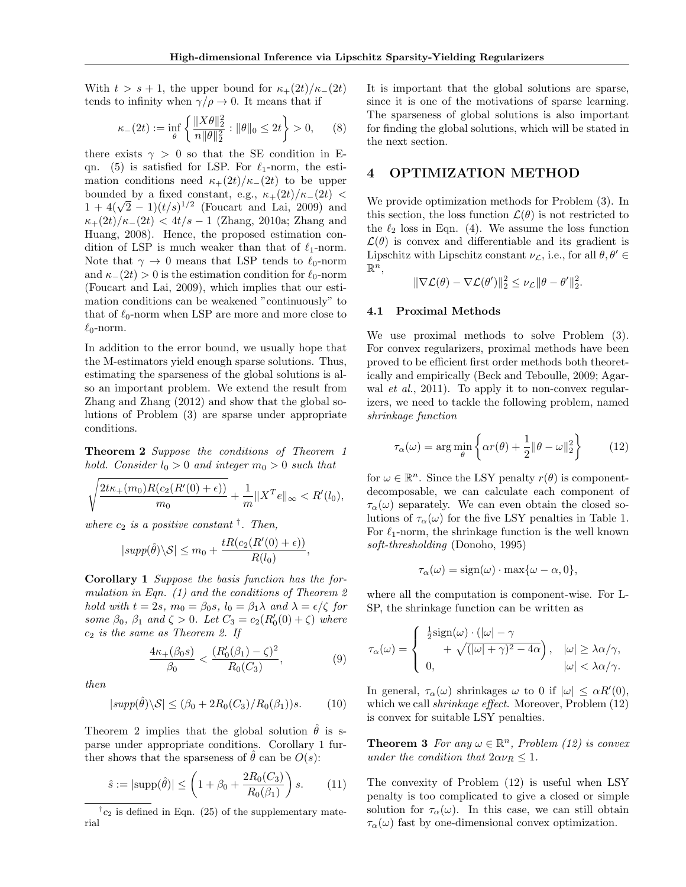With $t > s + 1$, the upper bound for $\kappa_+(2t)/\kappa_-(2t)$ tends to infinity when $\gamma/\rho \to 0$. It means that if

$$\kappa_-(2t) := \inf_\theta \left\{ \frac{\|X\theta\|_2^2}{n\|\theta\|_2^2} : \|\theta\|_0 \le 2t \right\} > 0, \qquad (8)$$

there exists $\gamma > 0$ so that the SE condition in Eqn. (5) is satisfied for LSP. For $\ell_1$-norm, the estimation conditions need $\kappa_+(2t)/\kappa_-(2t)$ to be upper bounded by a fixed constant, e.g., $\kappa_+(2t)/\kappa_-(2t) < 1 + 4(\sqrt{2}-1)(t/s)^{1/2}$ (Foucart and Lai, 2009) and $\kappa_+(2t)/\kappa_-(2t) < 4t/s - 1$ (Zhang, 2010a; Zhang and Huang, 2008). Hence, the proposed estimation condition of LSP is much weaker than that of $\ell_1$-norm. Note that $\gamma \to 0$ means that LSP tends to $\ell_0$-norm and $\kappa_-(2t) > 0$ is the estimation condition for $\ell_0$-norm (Foucart and Lai, 2009), which implies that our estimation conditions can be weakened "continuously" to that of $\ell_0$-norm when LSP are more and more close to $\ell_0$-norm.

In addition to the error bound, we usually hope that the M-estimators yield enough sparse solutions. Thus, estimating the sparseness of the global solutions is also an important problem. We extend the result from Zhang and Zhang (2012) and show that the global solutions of Problem (3) are sparse under appropriate conditions.

**Theorem 2** *Suppose the conditions of Theorem 1 hold. Consider $l_0 > 0$ and integer $m_0 > 0$ such that*

$$\sqrt{\frac{2t\kappa_+(m_0)R(c_2(R'(0)+\epsilon))}{m_0}} + \frac{1}{m}\|X^T e\|_\infty < R'(l_0),$$

*where $c_2$ is a positive constant* †. *Then,*

$$|supp(\hat{\theta})\backslash\mathcal{S}| \le m_0 + \frac{tR(c_2(R'(0)+\epsilon))}{R(l_0)},$$

**Corollary 1** *Suppose the basis function has the formulation in Eqn. (1) and the conditions of Theorem 2 hold with $t = 2s$, $m_0 = \beta_0 s$, $l_0 = \beta_1\lambda$ and $\lambda = \epsilon/\zeta$ for some $\beta_0$, $\beta_1$ and $\zeta > 0$. Let $C_3 = c_2(R_0'(0)+\zeta)$ where $c_2$ is the same as Theorem 2. If*

$$\frac{4\kappa_+(\beta_0 s)}{\beta_0} < \frac{(R_0'(\beta_1)-\zeta)^2}{R_0(C_3)}, \qquad (9)$$

*then*

$$|supp(\hat{\theta})\backslash\mathcal{S}| \le (\beta_0 + 2R_0(C_3)/R_0(\beta_1))s. \qquad (10)$$

Theorem 2 implies that the global solution $\hat{\theta}$ is sparse under appropriate conditions. Corollary 1 further shows that the sparseness of $\hat{\theta}$ can be $O(s)$:

$$\hat{s} := |\text{supp}(\hat{\theta})| \le \left(1 + \beta_0 + \frac{2R_0(C_3)}{R_0(\beta_1)}\right)s. \qquad (11)$$

† $c_2$ is defined in Eqn. (25) of the supplementary material

It is important that the global solutions are sparse, since it is one of the motivations of sparse learning. The sparseness of global solutions is also important for finding the global solutions, which will be stated in the next section.

# 4 OPTIMIZATION METHOD

We provide optimization methods for Problem (3). In this section, the loss function $\mathcal{L}(\theta)$ is not restricted to the $\ell_2$ loss in Eqn. (4). We assume the loss function $\mathcal{L}(\theta)$ is convex and differentiable and its gradient is Lipschitz with Lipschitz constant $\nu_\mathcal{L}$, i.e., for all $\theta, \theta' \in \mathbb{R}^n$,

$$\|\nabla\mathcal{L}(\theta) - \nabla\mathcal{L}(\theta')\|_2^2 \le \nu_\mathcal{L}\|\theta - \theta'\|_2^2.$$

## 4.1 Proximal Methods

We use proximal methods to solve Problem (3). For convex regularizers, proximal methods have been proved to be efficient first order methods both theoretically and empirically (Beck and Teboulle, 2009; Agarwal *et al.*, 2011). To apply it to non-convex regularizers, we need to tackle the following problem, named *shrinkage function*

$$\tau_\alpha(\omega) = \arg\min_\theta \left\{ \alpha r(\theta) + \frac{1}{2}\|\theta - \omega\|_2^2 \right\} \qquad (12)$$

for $\omega \in \mathbb{R}^n$. Since the LSY penalty $r(\theta)$ is component-decomposable, we can calculate each component of $\tau_\alpha(\omega)$ separately. We can even obtain the closed solutions of $\tau_\alpha(\omega)$ for the five LSY penalties in Table 1. For $\ell_1$-norm, the shrinkage function is the well known *soft-thresholding* (Donoho, 1995)

$$\tau_\alpha(\omega) = \text{sign}(\omega) \cdot \max\{\omega - \alpha, 0\},$$

where all the computation is component-wise. For LSP, the shrinkage function can be written as

$$\tau_\alpha(\omega) = \begin{cases} \frac{1}{2}\text{sign}(\omega) \cdot \Big(|\omega| - \gamma \\ \quad + \sqrt{(|\omega|+\gamma)^2 - 4\alpha}\Big), & |\omega| \ge \lambda\alpha/\gamma, \\ 0, & |\omega| < \lambda\alpha/\gamma. \end{cases}$$

In general, $\tau_\alpha(\omega)$ shrinkages $\omega$ to 0 if $|\omega| \le \alpha R'(0)$, which we call *shrinkage effect*. Moreover, Problem (12) is convex for suitable LSY penalties.

**Theorem 3** *For any $\omega \in \mathbb{R}^n$, Problem (12) is convex under the condition that $2\alpha\nu_R \le 1$.*

The convexity of Problem (12) is useful when LSY penalty is too complicated to give a closed or simple solution for $\tau_\alpha(\omega)$. In this case, we can still obtain $\tau_\alpha(\omega)$ fast by one-dimensional convex optimization.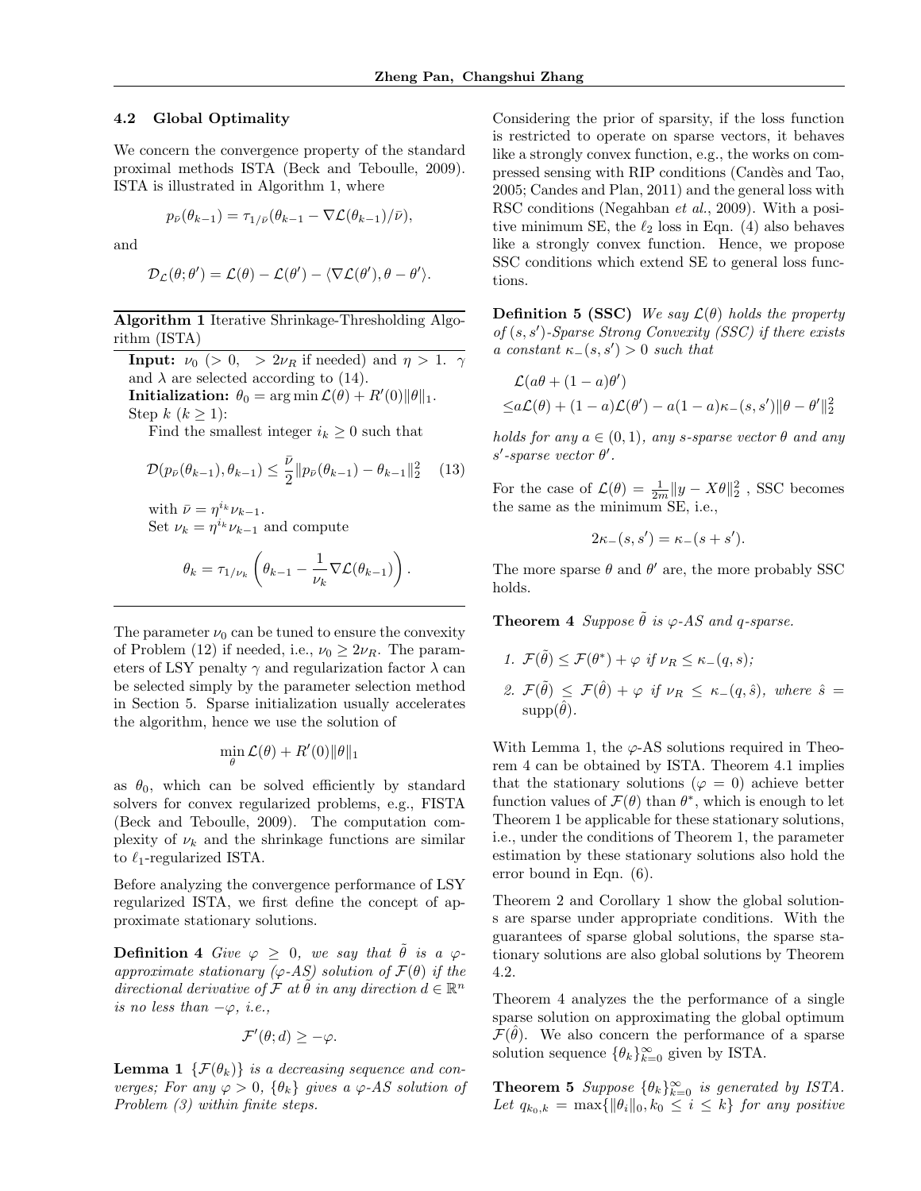### 4.2 Global Optimality

We concern the convergence property of the standard proximal methods ISTA (Beck and Teboulle, 2009). ISTA is illustrated in Algorithm 1, where

$$p_{\bar{\nu}}(\theta_{k-1}) = \tau_{1/\bar{\nu}}(\theta_{k-1} - \nabla\mathcal{L}(\theta_{k-1})/\bar{\nu}),$$

and

$$\mathcal{D}_{\mathcal{L}}(\theta;\theta') = \mathcal{L}(\theta) - \mathcal{L}(\theta') - \langle \nabla\mathcal{L}(\theta'), \theta - \theta'\rangle.$$

---

**Algorithm 1** Iterative Shrinkage-Thresholding Algorithm (ISTA)

**Input:** $\nu_0$ ($> 0$, $> 2\nu_R$ if needed) and $\eta > 1$. $\gamma$ and $\lambda$ are selected according to (14).

**Initialization:** $\theta_0 = \arg\min \mathcal{L}(\theta) + R'(0)\|\theta\|_1$.

Step $k$ ($k \geq 1$):

Find the smallest integer $i_k \geq 0$ such that

$$\mathcal{D}(p_{\bar{\nu}}(\theta_{k-1}), \theta_{k-1}) \leq \frac{\bar{\nu}}{2}\|p_{\bar{\nu}}(\theta_{k-1}) - \theta_{k-1}\|_2^2 \quad (13)$$

with $\bar{\nu} = \eta^{i_k}\nu_{k-1}$.

Set $\nu_k = \eta^{i_k}\nu_{k-1}$ and compute

$$\theta_k = \tau_{1/\nu_k}\left(\theta_{k-1} - \frac{1}{\nu_k}\nabla\mathcal{L}(\theta_{k-1})\right).$$

---

The parameter $\nu_0$ can be tuned to ensure the convexity of Problem (12) if needed, i.e., $\nu_0 \geq 2\nu_R$. The parameters of LSY penalty $\gamma$ and regularization factor $\lambda$ can be selected simply by the parameter selection method in Section 5. Sparse initialization usually accelerates the algorithm, hence we use the solution of

$$\min_\theta \mathcal{L}(\theta) + R'(0)\|\theta\|_1$$

as $\theta_0$, which can be solved efficiently by standard solvers for convex regularized problems, e.g., FISTA (Beck and Teboulle, 2009). The computation complexity of $\nu_k$ and the shrinkage functions are similar to $\ell_1$-regularized ISTA.

Before analyzing the convergence performance of LSY regularized ISTA, we first define the concept of approximate stationary solutions.

**Definition 4** *Give $\varphi \geq 0$, we say that $\tilde{\theta}$ is a $\varphi$-approximate stationary ($\varphi$-AS) solution of $\mathcal{F}(\theta)$ if the directional derivative of $\mathcal{F}$ at $\tilde{\theta}$ in any direction $d \in \mathbb{R}^n$ is no less than $-\varphi$, i.e.,*

$$\mathcal{F}'(\theta; d) \geq -\varphi.$$

**Lemma 1** *$\{\mathcal{F}(\theta_k)\}$ is a decreasing sequence and converges; For any $\varphi > 0$, $\{\theta_k\}$ gives a $\varphi$-AS solution of Problem (3) within finite steps.*

Considering the prior of sparsity, if the loss function is restricted to operate on sparse vectors, it behaves like a strongly convex function, e.g., the works on compressed sensing with RIP conditions (Candès and Tao, 2005; Candes and Plan, 2011) and the general loss with RSC conditions (Negahban *et al.*, 2009). With a positive minimum SE, the $\ell_2$ loss in Eqn. (4) also behaves like a strongly convex function. Hence, we propose SSC conditions which extend SE to general loss functions.

**Definition 5 (SSC)** *We say $\mathcal{L}(\theta)$ holds the property of $(s, s')$-Sparse Strong Convexity (SSC) if there exists a constant $\kappa_-(s, s') > 0$ such that*

$$\begin{aligned}&\mathcal{L}(a\theta + (1-a)\theta')\\ \leq& a\mathcal{L}(\theta) + (1-a)\mathcal{L}(\theta') - a(1-a)\kappa_-(s,s')\|\theta - \theta'\|_2^2\end{aligned}$$

*holds for any $a \in (0, 1)$, any $s$-sparse vector $\theta$ and any $s'$-sparse vector $\theta'$.*

For the case of $\mathcal{L}(\theta) = \frac{1}{2m}\|y - X\theta\|_2^2$ , SSC becomes the same as the minimum SE, i.e.,

$$2\kappa_-(s, s') = \kappa_-(s + s').$$

The more sparse $\theta$ and $\theta'$ are, the more probably SSC holds.

**Theorem 4** *Suppose $\tilde{\theta}$ is $\varphi$-AS and $q$-sparse.*

1. *$\mathcal{F}(\tilde{\theta}) \leq \mathcal{F}(\theta^*) + \varphi$ if $\nu_R \leq \kappa_-(q, s)$;*
2. *$\mathcal{F}(\tilde{\theta}) \leq \mathcal{F}(\hat{\theta}) + \varphi$ if $\nu_R \leq \kappa_-(q, \hat{s})$, where $\hat{s} = \text{supp}(\hat{\theta})$.*

With Lemma 1, the $\varphi$-AS solutions required in Theorem 4 can be obtained by ISTA. Theorem 4.1 implies that the stationary solutions ($\varphi = 0$) achieve better function values of $\mathcal{F}(\theta)$ than $\theta^*$, which is enough to let Theorem 1 be applicable for these stationary solutions, i.e., under the conditions of Theorem 1, the parameter estimation by these stationary solutions also hold the error bound in Eqn. (6).

Theorem 2 and Corollary 1 show the global solutions are sparse under appropriate conditions. With the guarantees of sparse global solutions, the sparse stationary solutions are also global solutions by Theorem 4.2.

Theorem 4 analyzes the the performance of a single sparse solution on approximating the global optimum $\mathcal{F}(\hat{\theta})$. We also concern the performance of a sparse solution sequence $\{\theta_k\}_{k=0}^\infty$ given by ISTA.

**Theorem 5** *Suppose $\{\theta_k\}_{k=0}^\infty$ is generated by ISTA. Let $q_{k_0,k} = \max\{\|\theta_i\|_0, k_0 \leq i \leq k\}$ for any positive*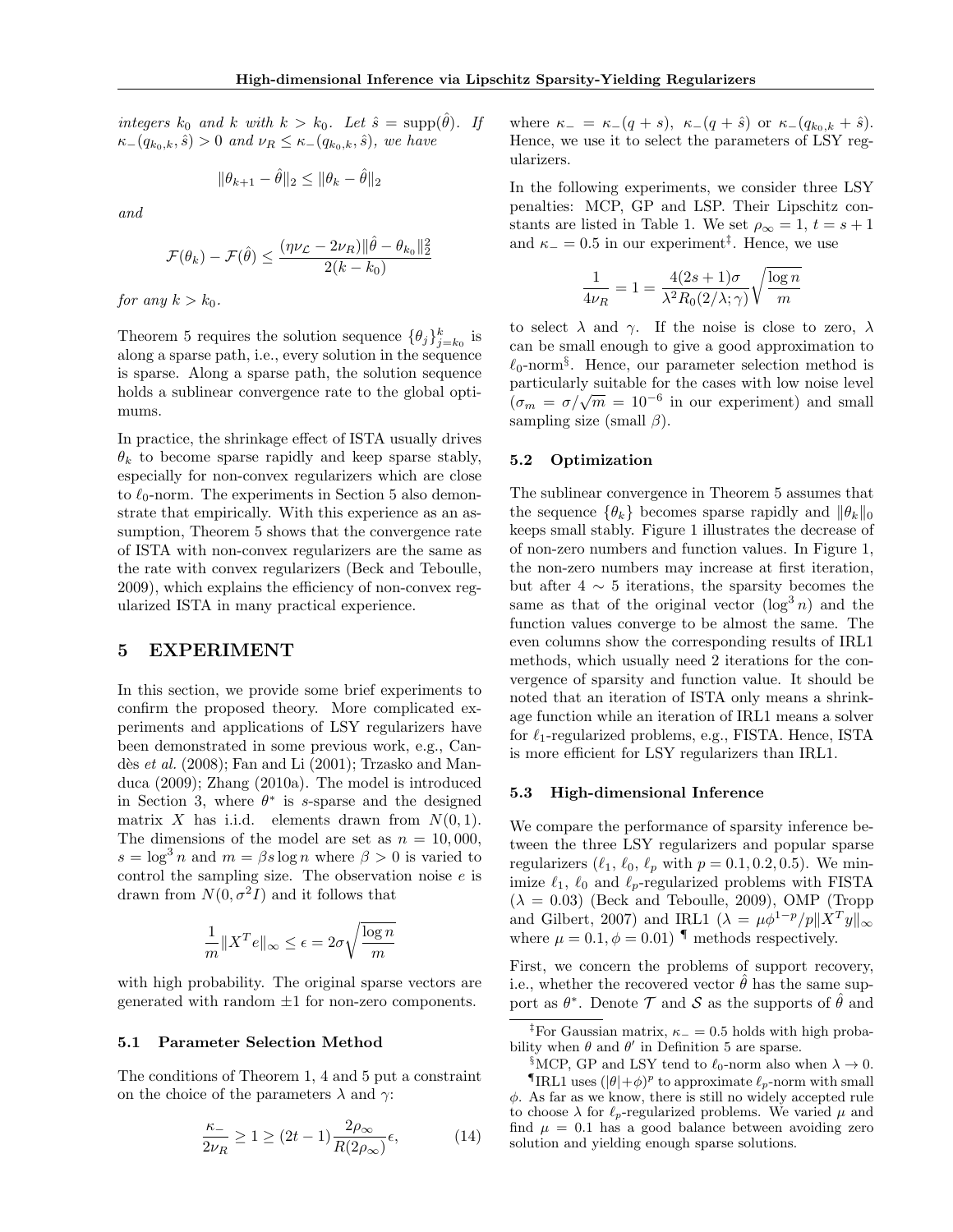*integers* $k_0$ *and* $k$ *with* $k > k_0$. *Let* $\hat{s} = \text{supp}(\hat{\theta})$. *If* $\kappa_-(q_{k_0,k}, \hat{s}) > 0$ *and* $\nu_R \leq \kappa_-(q_{k_0,k}, \hat{s})$, *we have*

$$\|\theta_{k+1} - \hat{\theta}\|_2 \leq \|\theta_k - \hat{\theta}\|_2$$

*and*

$$\mathcal{F}(\theta_k) - \mathcal{F}(\hat{\theta}) \leq \frac{(\eta\nu_{\mathcal{L}} - 2\nu_R)\|\hat{\theta} - \theta_{k_0}\|_2^2}{2(k - k_0)}$$

*for any* $k > k_0$.

Theorem 5 requires the solution sequence $\{\theta_j\}_{j=k_0}^{k}$ is along a sparse path, i.e., every solution in the sequence is sparse. Along a sparse path, the solution sequence holds a sublinear convergence rate to the global optimums.

In practice, the shrinkage effect of ISTA usually drives $\theta_k$ to become sparse rapidly and keep sparse stably, especially for non-convex regularizers which are close to $\ell_0$-norm. The experiments in Section 5 also demonstrate that empirically. With this experience as an assumption, Theorem 5 shows that the convergence rate of ISTA with non-convex regularizers are the same as the rate with convex regularizers (Beck and Teboulle, 2009), which explains the efficiency of non-convex regularized ISTA in many practical experience.

## 5 EXPERIMENT

In this section, we provide some brief experiments to confirm the proposed theory. More complicated experiments and applications of LSY regularizers have been demonstrated in some previous work, e.g., Candès *et al.* (2008); Fan and Li (2001); Trzasko and Manduca (2009); Zhang (2010a). The model is introduced in Section 3, where $\theta^*$ is $s$-sparse and the designed matrix $X$ has i.i.d. elements drawn from $N(0, 1)$. The dimensions of the model are set as $n = 10,000$, $s = \log^3 n$ and $m = \beta s \log n$ where $\beta > 0$ is varied to control the sampling size. The observation noise $e$ is drawn from $N(0, \sigma^2 I)$ and it follows that

$$\frac{1}{m}\|X^T e\|_\infty \leq \epsilon = 2\sigma\sqrt{\frac{\log n}{m}}$$

with high probability. The original sparse vectors are generated with random $\pm 1$ for non-zero components.

### 5.1 Parameter Selection Method

The conditions of Theorem 1, 4 and 5 put a constraint on the choice of the parameters $\lambda$ and $\gamma$:

$$\frac{\kappa_-}{2\nu_R} \geq 1 \geq (2t - 1)\frac{2\rho_\infty}{R(2\rho_\infty)}\epsilon, \tag{14}$$

where $\kappa_- = \kappa_-(q + s)$, $\kappa_-(q + \hat{s})$ or $\kappa_-(q_{k_0,k} + \hat{s})$. Hence, we use it to select the parameters of LSY regularizers.

In the following experiments, we consider three LSY penalties: MCP, GP and LSP. Their Lipschitz constants are listed in Table 1. We set $\rho_\infty = 1$, $t = s + 1$ and $\kappa_- = 0.5$ in our experiment[‡]. Hence, we use

$$\frac{1}{4\nu_R} = 1 = \frac{4(2s + 1)\sigma}{\lambda^2 R_0(2/\lambda; \gamma)}\sqrt{\frac{\log n}{m}}$$

to select $\lambda$ and $\gamma$. If the noise is close to zero, $\lambda$ can be small enough to give a good approximation to $\ell_0$-norm[§]. Hence, our parameter selection method is particularly suitable for the cases with low noise level ($\sigma_m = \sigma/\sqrt{m} = 10^{-6}$ in our experiment) and small sampling size (small $\beta$).

### 5.2 Optimization

The sublinear convergence in Theorem 5 assumes that the sequence $\{\theta_k\}$ becomes sparse rapidly and $\|\theta_k\|_0$ keeps small stably. Figure 1 illustrates the decrease of of non-zero numbers and function values. In Figure 1, the non-zero numbers may increase at first iteration, but after $4 \sim 5$ iterations, the sparsity becomes the same as that of the original vector ($\log^3 n$) and the function values converge to be almost the same. The even columns show the corresponding results of IRL1 methods, which usually need 2 iterations for the convergence of sparsity and function value. It should be noted that an iteration of ISTA only means a shrinkage function while an iteration of IRL1 means a solver for $\ell_1$-regularized problems, e.g., FISTA. Hence, ISTA is more efficient for LSY regularizers than IRL1.

### 5.3 High-dimensional Inference

We compare the performance of sparsity inference between the three LSY regularizers and popular sparse regularizers ($\ell_1$, $\ell_0$, $\ell_p$ with $p = 0.1, 0.2, 0.5$). We minimize $\ell_1$, $\ell_0$ and $\ell_p$-regularized problems with FISTA ($\lambda = 0.03$) (Beck and Teboulle, 2009), OMP (Tropp and Gilbert, 2007) and IRL1 ($\lambda = \mu\phi^{1-p}/p\|X^T y\|_\infty$ where $\mu = 0.1, \phi = 0.01$) [¶] methods respectively.

First, we concern the problems of support recovery, i.e., whether the recovered vector $\hat{\theta}$ has the same support as $\theta^*$. Denote $\mathcal{T}$ and $\mathcal{S}$ as the supports of $\hat{\theta}$ and

[‡]For Gaussian matrix, $\kappa_- = 0.5$ holds with high probability when $\theta$ and $\theta'$ in Definition 5 are sparse.

[§]MCP, GP and LSY tend to $\ell_0$-norm also when $\lambda \to 0$.

[¶]IRL1 uses $(|\theta| + \phi)^p$ to approximate $\ell_p$-norm with small $\phi$. As far as we know, there is still no widely accepted rule to choose $\lambda$ for $\ell_p$-regularized problems. We varied $\mu$ and find $\mu = 0.1$ has a good balance between avoiding zero solution and yielding enough sparse solutions.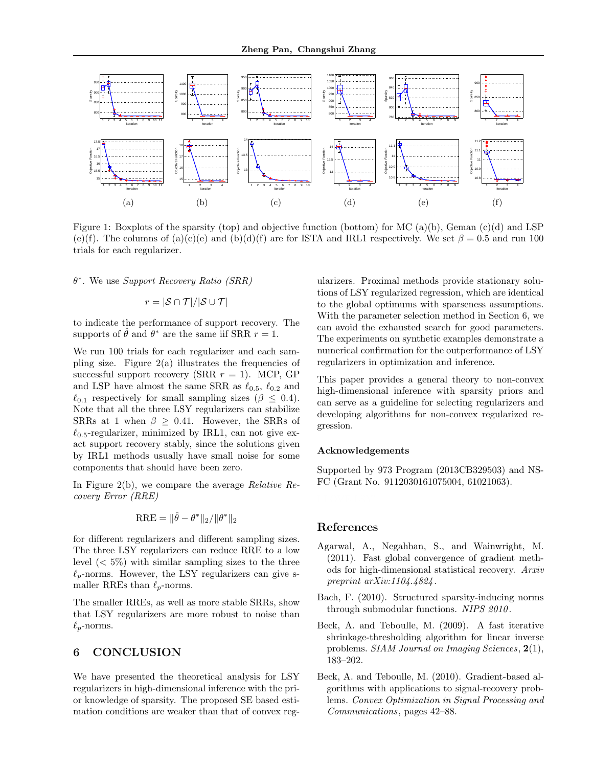Figure 1: Boxplots of the sparsity (top) and objective function (bottom) for MC (a)(b), Geman (c)(d) and LSP (e)(f). The columns of (a)(c)(e) and (b)(d)(f) are for ISTA and IRL1 respectively. We set $\beta = 0.5$ and run 100 trials for each regularizer.

$\theta^*$. We use *Support Recovery Ratio (SRR)*

$$r = |\mathcal{S} \cap \mathcal{T}|/|\mathcal{S} \cup \mathcal{T}|$$

to indicate the performance of support recovery. The supports of $\hat{\theta}$ and $\theta^*$ are the same iif SRR $r = 1$.

We run 100 trials for each regularizer and each sampling size. Figure 2(a) illustrates the frequencies of successful support recovery (SRR $r = 1$). MCP, GP and LSP have almost the same SRR as $\ell_{0.5}$, $\ell_{0.2}$ and $\ell_{0.1}$ respectively for small sampling sizes ($\beta \le 0.4$). Note that all the three LSY regularizers can stabilize SRRs at 1 when $\beta \ge 0.41$. However, the SRRs of $\ell_{0.5}$-regularizer, minimized by IRL1, can not give exact support recovery stably, since the solutions given by IRL1 methods usually have small noise for some components that should have been zero.

In Figure 2(b), we compare the average *Relative Recovery Error (RRE)*

$$\text{RRE} = \|\hat{\theta} - \theta^*\|_2/\|\theta^*\|_2$$

for different regularizers and different sampling sizes. The three LSY regularizers can reduce RRE to a low level ($< 5\%$) with similar sampling sizes to the three $\ell_p$-norms. However, the LSY regularizers can give smaller RREs than $\ell_p$-norms.

The smaller RREs, as well as more stable SRRs, show that LSY regularizers are more robust to noise than $\ell_p$-norms.

## 6 CONCLUSION

We have presented the theoretical analysis for LSY regularizers in high-dimensional inference with the prior knowledge of sparsity. The proposed SE based estimation conditions are weaker than that of convex regularizers. Proximal methods provide stationary solutions of LSY regularized regression, which are identical to the global optimums with sparseness assumptions. With the parameter selection method in Section 6, we can avoid the exhausted search for good parameters. The experiments on synthetic examples demonstrate a numerical confirmation for the outperformance of LSY regularizers in optimization and inference.

This paper provides a general theory to non-convex high-dimensional inference with sparsity priors and can serve as a guideline for selecting regularizers and developing algorithms for non-convex regularized regression.

### Acknowledgements

Supported by 973 Program (2013CB329503) and NSFC (Grant No. 9112030161075004, 61021063).

## References

Agarwal, A., Negahban, S., and Wainwright, M. (2011). Fast global convergence of gradient methods for high-dimensional statistical recovery. *Arxiv preprint arXiv:1104.4824*.

Bach, F. (2010). Structured sparsity-inducing norms through submodular functions. *NIPS 2010*.

Beck, A. and Teboulle, M. (2009). A fast iterative shrinkage-thresholding algorithm for linear inverse problems. *SIAM Journal on Imaging Sciences*, **2**(1), 183–202.

Beck, A. and Teboulle, M. (2010). Gradient-based algorithms with applications to signal-recovery problems. *Convex Optimization in Signal Processing and Communications*, pages 42–88.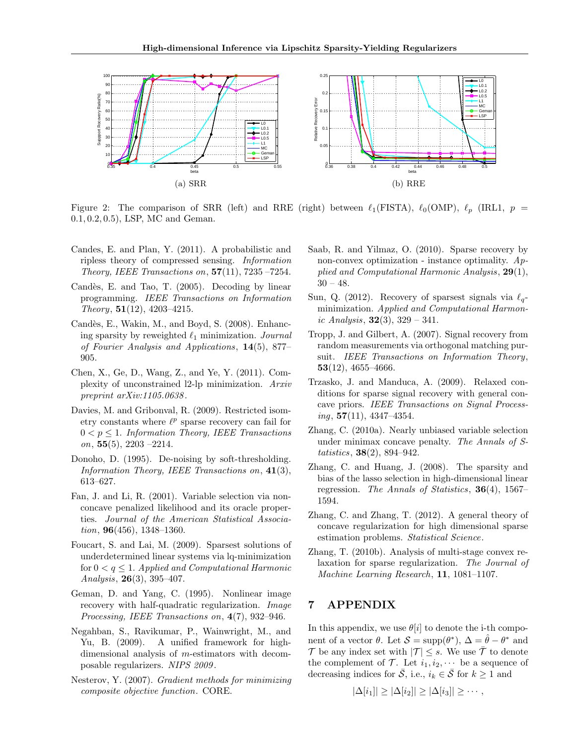(a) SRR

(b) RRE

Figure 2: The comparison of SRR (left) and RRE (right) between $\ell_1$(FISTA), $\ell_0$(OMP), $\ell_p$ (IRL1, $p = 0.1, 0.2, 0.5$), LSP, MC and Geman.

Candes, E. and Plan, Y. (2011). A probabilistic and ripless theory of compressed sensing. *Information Theory, IEEE Transactions on*, **57**(11), 7235 –7254.

Candès, E. and Tao, T. (2005). Decoding by linear programming. *IEEE Transactions on Information Theory*, **51**(12), 4203–4215.

Candès, E., Wakin, M., and Boyd, S. (2008). Enhancing sparsity by reweighted $\ell_1$ minimization. *Journal of Fourier Analysis and Applications*, **14**(5), 877–905.

Chen, X., Ge, D., Wang, Z., and Ye, Y. (2011). Complexity of unconstrained l2-lp minimization. *Arxiv preprint arXiv:1105.0638*.

Davies, M. and Gribonval, R. (2009). Restricted isometry constants where $\ell^p$ sparse recovery can fail for $0 < p \leq 1$. *Information Theory, IEEE Transactions on*, **55**(5), 2203 –2214.

Donoho, D. (1995). De-noising by soft-thresholding. *Information Theory, IEEE Transactions on*, **41**(3), 613–627.

Fan, J. and Li, R. (2001). Variable selection via nonconcave penalized likelihood and its oracle properties. *Journal of the American Statistical Association*, **96**(456), 1348–1360.

Foucart, S. and Lai, M. (2009). Sparsest solutions of underdetermined linear systems via lq-minimization for $0 < q \leq 1$. *Applied and Computational Harmonic Analysis*, **26**(3), 395–407.

Geman, D. and Yang, C. (1995). Nonlinear image recovery with half-quadratic regularization. *Image Processing, IEEE Transactions on*, **4**(7), 932–946.

Negahban, S., Ravikumar, P., Wainwright, M., and Yu, B. (2009). A unified framework for high-dimensional analysis of $m$-estimators with decomposable regularizers. *NIPS 2009*.

Nesterov, Y. (2007). *Gradient methods for minimizing composite objective function*. CORE.

Saab, R. and Yilmaz, O. (2010). Sparse recovery by non-convex optimization - instance optimality. *Applied and Computational Harmonic Analysis*, **29**(1), 30 – 48.

Sun, Q. (2012). Recovery of sparsest signals via $\ell_q$-minimization. *Applied and Computational Harmonic Analysis*, **32**(3), 329 – 341.

Tropp, J. and Gilbert, A. (2007). Signal recovery from random measurements via orthogonal matching pursuit. *IEEE Transactions on Information Theory*, **53**(12), 4655–4666.

Trzasko, J. and Manduca, A. (2009). Relaxed conditions for sparse signal recovery with general concave priors. *IEEE Transactions on Signal Processing*, **57**(11), 4347–4354.

Zhang, C. (2010a). Nearly unbiased variable selection under minimax concave penalty. *The Annals of Statistics*, **38**(2), 894–942.

Zhang, C. and Huang, J. (2008). The sparsity and bias of the lasso selection in high-dimensional linear regression. *The Annals of Statistics*, **36**(4), 1567–1594.

Zhang, C. and Zhang, T. (2012). A general theory of concave regularization for high dimensional sparse estimation problems. *Statistical Science*.

Zhang, T. (2010b). Analysis of multi-stage convex relaxation for sparse regularization. *The Journal of Machine Learning Research*, **11**, 1081–1107.

# 7 APPENDIX

In this appendix, we use $\theta[i]$ to denote the i-th component of a vector $\theta$. Let $\mathcal{S} = \text{supp}(\theta^*)$, $\Delta = \hat{\theta} - \theta^*$ and $\mathcal{T}$ be any index set with $|\mathcal{T}| \leq s$. We use $\bar{\mathcal{T}}$ to denote the complement of $\mathcal{T}$. Let $i_1, i_2, \cdots$ be a sequence of decreasing indices for $\bar{\mathcal{S}}$, i.e., $i_k \in \bar{\mathcal{S}}$ for $k \geq 1$ and

$$|\Delta[i_1]| \geq |\Delta[i_2]| \geq |\Delta[i_3]| \geq \cdots,$$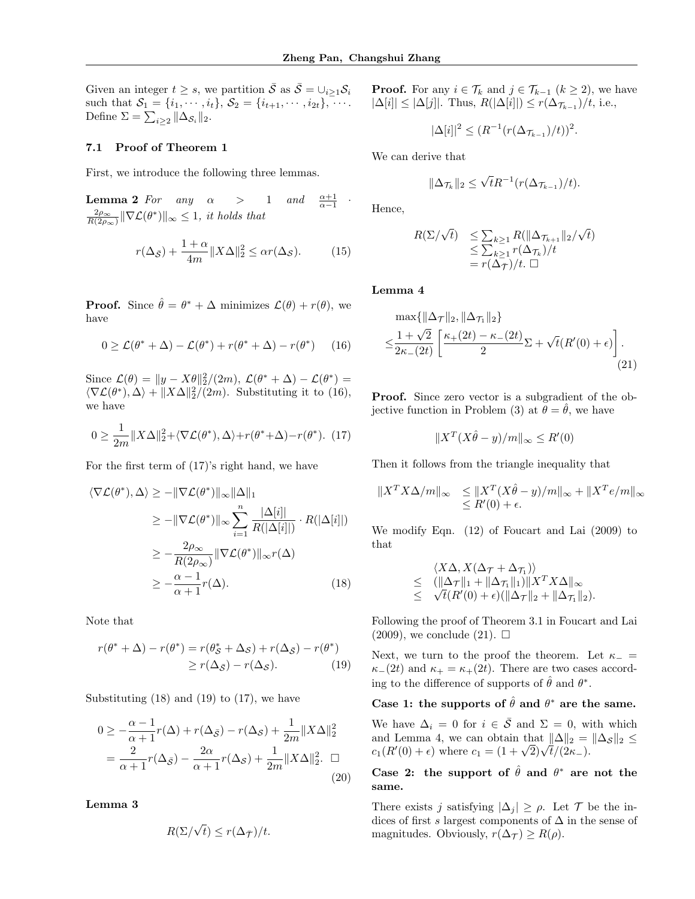Given an integer $t \geq s$, we partition $\bar{\mathcal{S}}$ as $\bar{\mathcal{S}} = \cup_{i \geq 1} \mathcal{S}_i$ such that $\mathcal{S}_1 = \{i_1, \cdots, i_t\}$, $\mathcal{S}_2 = \{i_{t+1}, \cdots, i_{2t}\}$, $\cdots$. Define $\Sigma = \sum_{i \geq 2} \|\Delta_{\mathcal{S}_i}\|_2$.

### 7.1 Proof of Theorem 1

First, we introduce the following three lemmas.

**Lemma 2** *For any $\alpha > 1$ and $\frac{\alpha+1}{\alpha-1} \cdot \frac{2\rho_\infty}{R(2\rho_\infty)} \|\nabla \mathcal{L}(\theta^*)\|_\infty \leq 1$, it holds that*

$$r(\Delta_{\bar{\mathcal{S}}}) + \frac{1+\alpha}{4m} \|X\Delta\|_2^2 \leq \alpha r(\Delta_{\mathcal{S}}). \tag{15}$$

**Proof.** Since $\hat{\theta} = \theta^* + \Delta$ minimizes $\mathcal{L}(\theta) + r(\theta)$, we have

$$0 \geq \mathcal{L}(\theta^* + \Delta) - \mathcal{L}(\theta^*) + r(\theta^* + \Delta) - r(\theta^*) \tag{16}$$

Since $\mathcal{L}(\theta) = \|y - X\theta\|_2^2/(2m)$, $\mathcal{L}(\theta^* + \Delta) - \mathcal{L}(\theta^*) = \langle \nabla \mathcal{L}(\theta^*), \Delta \rangle + \|X\Delta\|_2^2/(2m)$. Substituting it to (16), we have

$$0 \geq \frac{1}{2m}\|X\Delta\|_2^2 + \langle \nabla \mathcal{L}(\theta^*), \Delta \rangle + r(\theta^* + \Delta) - r(\theta^*). \tag{17}$$

For the first term of (17)'s right hand, we have

$$\begin{aligned}
\langle \nabla \mathcal{L}(\theta^*), \Delta \rangle &\geq -\|\nabla \mathcal{L}(\theta^*)\|_\infty \|\Delta\|_1 \\
&\geq -\|\nabla \mathcal{L}(\theta^*)\|_\infty \sum_{i=1}^{n} \frac{|\Delta[i]|}{R(|\Delta[i]|)} \cdot R(|\Delta[i]|) \\
&\geq -\frac{2\rho_\infty}{R(2\rho_\infty)} \|\nabla \mathcal{L}(\theta^*)\|_\infty r(\Delta) \\
&\geq -\frac{\alpha-1}{\alpha+1} r(\Delta).
\end{aligned} \tag{18}$$

Note that

$$\begin{aligned}
r(\theta^* + \Delta) - r(\theta^*) &= r(\theta^*_{\mathcal{S}} + \Delta_{\mathcal{S}}) + r(\Delta_{\bar{\mathcal{S}}}) - r(\theta^*) \\
&\geq r(\Delta_{\bar{\mathcal{S}}}) - r(\Delta_{\mathcal{S}}).
\end{aligned} \tag{19}$$

Substituting (18) and (19) to (17), we have

$$\begin{aligned}
0 &\geq -\frac{\alpha-1}{\alpha+1} r(\Delta) + r(\Delta_{\bar{\mathcal{S}}}) - r(\Delta_{\mathcal{S}}) + \frac{1}{2m}\|X\Delta\|_2^2 \\
&= \frac{2}{\alpha+1} r(\Delta_{\bar{\mathcal{S}}}) - \frac{2\alpha}{\alpha+1} r(\Delta_{\mathcal{S}}) + \frac{1}{2m}\|X\Delta\|_2^2. \quad \square
\end{aligned} \tag{20}$$

**Lemma 3**

$$R(\Sigma/\sqrt{t}) \leq r(\Delta_{\bar{\mathcal{T}}})/t.$$

**Proof.** For any $i \in \mathcal{T}_k$ and $j \in \mathcal{T}_{k-1}$ ($k \geq 2$), we have $|\Delta[i]| \leq |\Delta[j]|$. Thus, $R(|\Delta[i]|) \leq r(\Delta_{\mathcal{T}_{k-1}})/t$, i.e.,

$$|\Delta[i]|^2 \leq (R^{-1}(r(\Delta_{\mathcal{T}_{k-1}})/t))^2.$$

We can derive that

$$\|\Delta_{\mathcal{T}_k}\|_2 \leq \sqrt{t} R^{-1}(r(\Delta_{\mathcal{T}_{k-1}})/t).$$

Hence,

$$\begin{aligned}
R(\Sigma/\sqrt{t}) &\leq \textstyle\sum_{k \geq 1} R(\|\Delta_{\mathcal{T}_{k+1}}\|_2/\sqrt{t}) \\
&\leq \textstyle\sum_{k \geq 1} r(\Delta_{\mathcal{T}_k})/t \\
&= r(\Delta_{\bar{\mathcal{T}}})/t. \ \square
\end{aligned}$$

**Lemma 4**

$$\begin{aligned}
&\max\{\|\Delta_{\mathcal{T}}\|_2, \|\Delta_{\mathcal{T}_1}\|_2\} \\
\leq &\frac{1+\sqrt{2}}{2\kappa_-(2t)} \left[ \frac{\kappa_+(2t) - \kappa_-(2t)}{2} \Sigma + \sqrt{t}(R'(0) + \epsilon) \right].
\end{aligned} \tag{21}$$

**Proof.** Since zero vector is a subgradient of the objective function in Problem (3) at $\theta = \hat{\theta}$, we have

$$\|X^T(X\hat{\theta} - y)/m\|_\infty \leq R'(0)$$

Then it follows from the triangle inequality that

$$\begin{aligned}
\|X^T X\Delta/m\|_\infty &\leq \|X^T(X\hat{\theta} - y)/m\|_\infty + \|X^T e/m\|_\infty \\
&\leq R'(0) + \epsilon.
\end{aligned}$$

We modify Eqn. (12) of Foucart and Lai (2009) to that

$$\begin{aligned}
&\langle X\Delta, X(\Delta_{\mathcal{T}} + \Delta_{\mathcal{T}_1}) \rangle \\
\leq\ &(\|\Delta_{\mathcal{T}}\|_1 + \|\Delta_{\mathcal{T}_1}\|_1)\|X^T X\Delta\|_\infty \\
\leq\ &\sqrt{t}(R'(0) + \epsilon)(\|\Delta_{\mathcal{T}}\|_2 + \|\Delta_{\mathcal{T}_1}\|_2).
\end{aligned}$$

Following the proof of Theorem 3.1 in Foucart and Lai (2009), we conclude (21). $\square$

Next, we turn to the proof the theorem. Let $\kappa_- = \kappa_-(2t)$ and $\kappa_+ = \kappa_+(2t)$. There are two cases according to the difference of supports of $\hat{\theta}$ and $\theta^*$.

**Case 1: the supports of $\hat{\theta}$ and $\theta^*$ are the same.**

We have $\Delta_i = 0$ for $i \in \bar{\mathcal{S}}$ and $\Sigma = 0$, with which and Lemma 4, we can obtain that $\|\Delta\|_2 = \|\Delta_{\mathcal{S}}\|_2 \leq c_1(R'(0) + \epsilon)$ where $c_1 = (1+\sqrt{2})\sqrt{t}/(2\kappa_-)$.

**Case 2: the support of $\hat{\theta}$ and $\theta^*$ are not the same.**

There exists $j$ satisfying $|\Delta_j| \geq \rho$. Let $\mathcal{T}$ be the indices of first $s$ largest components of $\Delta$ in the sense of magnitudes. Obviously, $r(\Delta_{\mathcal{T}}) \geq R(\rho)$.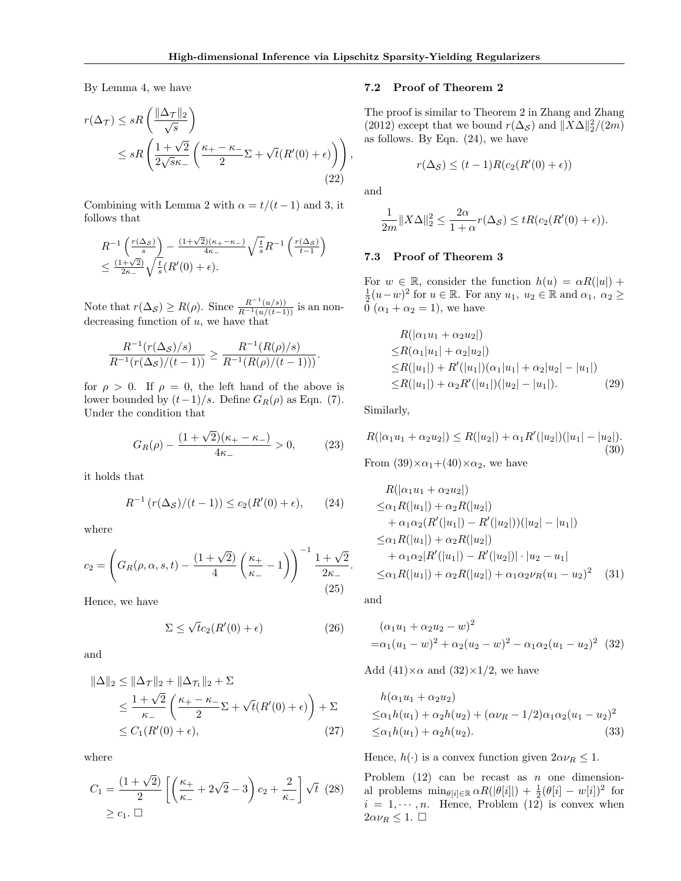By Lemma 4, we have

$$
\begin{aligned}
r(\Delta_{\mathcal{T}}) &\leq sR\left(\frac{\|\Delta_{\mathcal{T}}\|_2}{\sqrt{s}}\right) \\
&\leq sR\left(\frac{1+\sqrt{2}}{2\sqrt{s}\kappa_-}\left(\frac{\kappa_+ - \kappa_-}{2}\Sigma + \sqrt{t}(R'(0)+\epsilon)\right)\right),
\end{aligned} \tag{22}
$$

Combining with Lemma 2 with $\alpha = t/(t-1)$ and 3, it follows that

$$
\begin{aligned}
&R^{-1}\left(\tfrac{r(\Delta_{\mathcal{S}})}{s}\right) - \tfrac{(1+\sqrt{2})(\kappa_+ - \kappa_-)}{4\kappa_-}\sqrt{\tfrac{t}{s}}R^{-1}\left(\tfrac{r(\Delta_{\mathcal{S}})}{t-1}\right) \\
&\leq \tfrac{(1+\sqrt{2})}{2\kappa_-}\sqrt{\tfrac{t}{s}}(R'(0)+\epsilon).
\end{aligned}
$$

Note that $r(\Delta_{\mathcal{S}}) \geq R(\rho)$. Since $\frac{R^{-1}(u/s))}{R^{-1}(u/(t-1))}$ is an non-decreasing function of $u$, we have that

$$
\frac{R^{-1}(r(\Delta_{\mathcal{S}})/s)}{R^{-1}(r(\Delta_{\mathcal{S}})/(t-1))} \geq \frac{R^{-1}(R(\rho)/s)}{R^{-1}(R(\rho)/(t-1)))}.
$$

for $\rho > 0$. If $\rho = 0$, the left hand of the above is lower bounded by $(t-1)/s$. Define $G_R(\rho)$ as Eqn. (7). Under the condition that

$$
G_R(\rho) - \frac{(1+\sqrt{2})(\kappa_+ - \kappa_-)}{4\kappa_-} > 0, \tag{23}
$$

it holds that

$$
R^{-1}\left(r(\Delta_{\mathcal{S}})/(t-1)\right) \leq c_2(R'(0)+\epsilon), \tag{24}
$$

where

$$
c_2 = \left(G_R(\rho,\alpha,s,t) - \frac{(1+\sqrt{2})}{4}\left(\frac{\kappa_+}{\kappa_-} - 1\right)\right)^{-1}\frac{1+\sqrt{2}}{2\kappa_-}. \tag{25}
$$

Hence, we have

$$
\Sigma \leq \sqrt{t}c_2(R'(0)+\epsilon) \tag{26}
$$

and

$$
\begin{aligned}
\|\Delta\|_2 &\leq \|\Delta_{\mathcal{T}}\|_2 + \|\Delta_{\mathcal{T}_1}\|_2 + \Sigma \\
&\leq \frac{1+\sqrt{2}}{\kappa_-}\left(\frac{\kappa_+ - \kappa_-}{2}\Sigma + \sqrt{t}(R'(0)+\epsilon)\right) + \Sigma \\
&\leq C_1(R'(0)+\epsilon),
\end{aligned} \tag{27}
$$

where

$$
\begin{aligned}
C_1 &= \frac{(1+\sqrt{2})}{2}\left[\left(\frac{\kappa_+}{\kappa_-} + 2\sqrt{2} - 3\right)c_2 + \frac{2}{\kappa_-}\right]\sqrt{t} \\
&\geq c_1. \ \square
\end{aligned} \tag{28}
$$

## 7.2 Proof of Theorem 2

The proof is similar to Theorem 2 in Zhang and Zhang (2012) except that we bound $r(\Delta_{\mathcal{S}})$ and $\|X\Delta\|_2^2/(2m)$ as follows. By Eqn. (24), we have

$$
r(\Delta_{\mathcal{S}}) \leq (t-1)R(c_2(R'(0)+\epsilon))
$$

and

$$
\frac{1}{2m}\|X\Delta\|_2^2 \leq \frac{2\alpha}{1+\alpha}r(\Delta_{\mathcal{S}}) \leq tR(c_2(R'(0)+\epsilon)).
$$

## 7.3 Proof of Theorem 3

For $w \in \mathbb{R}$, consider the function $h(u) = \alpha R(|u|) + \frac{1}{2}(u-w)^2$ for $u \in \mathbb{R}$. For any $u_1,\ u_2 \in \mathbb{R}$ and $\alpha_1,\ \alpha_2 \geq 0$ $(\alpha_1 + \alpha_2 = 1)$, we have

$$
\begin{aligned}
&R(|\alpha_1 u_1 + \alpha_2 u_2|) \\
\leq &R(\alpha_1|u_1| + \alpha_2|u_2|) \\
\leq &R(|u_1|) + R'(|u_1|)(\alpha_1|u_1| + \alpha_2|u_2| - |u_1|) \\
\leq &R(|u_1|) + \alpha_2 R'(|u_1|)(|u_2| - |u_1|).
\end{aligned} \tag{29}
$$

Similarly,

$$
R(|\alpha_1 u_1 + \alpha_2 u_2|) \leq R(|u_2|) + \alpha_1 R'(|u_2|)(|u_1| - |u_2|). \tag{30}
$$

From (39)$\times\alpha_1$+(40)$\times\alpha_2$, we have

$$
\begin{aligned}
&R(|\alpha_1 u_1 + \alpha_2 u_2|) \\
\leq &\alpha_1 R(|u_1|) + \alpha_2 R(|u_2|) \\
&+ \alpha_1\alpha_2(R'(|u_1|) - R'(|u_2|))(|u_2| - |u_1|) \\
\leq &\alpha_1 R(|u_1|) + \alpha_2 R(|u_2|) \\
&+ \alpha_1\alpha_2|R'(|u_1|) - R'(|u_2|)| \cdot |u_2 - u_1| \\
\leq &\alpha_1 R(|u_1|) + \alpha_2 R(|u_2|) + \alpha_1\alpha_2\nu_R(u_1 - u_2)^2
\end{aligned} \tag{31}
$$

and

$$
\begin{aligned}
&(\alpha_1 u_1 + \alpha_2 u_2 - w)^2 \\
=&\alpha_1(u_1 - w)^2 + \alpha_2(u_2 - w)^2 - \alpha_1\alpha_2(u_1 - u_2)^2
\end{aligned} \tag{32}
$$

Add (41)$\times\alpha$ and (32)$\times 1/2$, we have

$$
\begin{aligned}
&h(\alpha_1 u_1 + \alpha_2 u_2) \\
\leq &\alpha_1 h(u_1) + \alpha_2 h(u_2) + (\alpha\nu_R - 1/2)\alpha_1\alpha_2(u_1 - u_2)^2 \\
\leq &\alpha_1 h(u_1) + \alpha_2 h(u_2).
\end{aligned} \tag{33}
$$

Hence, $h(\cdot)$ is a convex function given $2\alpha\nu_R \leq 1$.

Problem (12) can be recast as $n$ one dimensional problems $\min_{\theta[i]\in\mathbb{R}} \alpha R(|\theta[i]|) + \frac{1}{2}(\theta[i] - w[i])^2$ for $i = 1, \cdots, n$. Hence, Problem (12) is convex when $2\alpha\nu_R \leq 1$. $\square$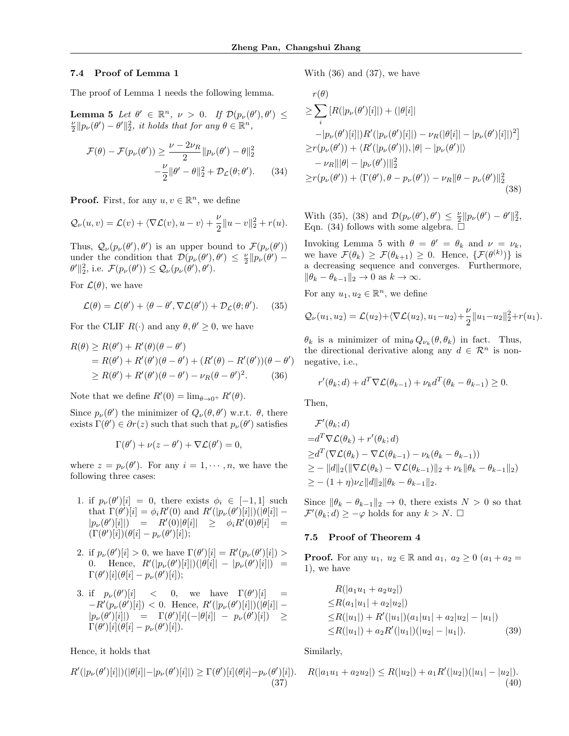### 7.4 Proof of Lemma 1

The proof of Lemma 1 needs the following lemma.

**Lemma 5** *Let $\theta' \in \mathbb{R}^n$, $\nu > 0$. If $\mathcal{D}(p_\nu(\theta'), \theta') \leq \frac{\nu}{2}\|p_\nu(\theta') - \theta'\|_2^2$, it holds that for any $\theta \in \mathbb{R}^n$,*

$$
\begin{aligned}
\mathcal{F}(\theta) - \mathcal{F}(p_\nu(\theta')) \geq & \frac{\nu - 2\nu_R}{2}\|p_\nu(\theta') - \theta\|_2^2 \\
& - \frac{\nu}{2}\|\theta' - \theta\|_2^2 + \mathcal{D}_\mathcal{L}(\theta; \theta'). \quad (34)
\end{aligned}
$$

**Proof.** First, for any $u, v \in \mathbb{R}^n$, we define

$$
\mathcal{Q}_\nu(u, v) = \mathcal{L}(v) + \langle \nabla\mathcal{L}(v), u - v\rangle + \frac{\nu}{2}\|u - v\|_2^2 + r(u).
$$

Thus, $\mathcal{Q}_\nu(p_\nu(\theta'), \theta')$ is an upper bound to $\mathcal{F}(p_\nu(\theta'))$ under the condition that $\mathcal{D}(p_\nu(\theta'), \theta') \leq \frac{\nu}{2}\|p_\nu(\theta') - \theta'\|_2^2$, i.e. $\mathcal{F}(p_\nu(\theta')) \leq \mathcal{Q}_\nu(p_\nu(\theta'), \theta')$.

For $\mathcal{L}(\theta)$, we have

$$
\mathcal{L}(\theta) = \mathcal{L}(\theta') + \langle \theta - \theta', \nabla\mathcal{L}(\theta')\rangle + \mathcal{D}_\mathcal{L}(\theta; \theta'). \quad (35)
$$

For the CLIF $R(\cdot)$ and any $\theta, \theta' \geq 0$, we have

$$
\begin{aligned}
R(\theta) &\geq R(\theta') + R'(\theta)(\theta - \theta') \\
&= R(\theta') + R'(\theta')(\theta - \theta') + (R'(\theta) - R'(\theta'))(\theta - \theta') \\
&\geq R(\theta') + R'(\theta')(\theta - \theta') - \nu_R(\theta - \theta')^2. \quad (36)
\end{aligned}
$$

Note that we define $R'(0) = \lim_{\theta \to 0^+} R'(\theta)$.

Since $p_\nu(\theta')$ the minimizer of $Q_\nu(\theta, \theta')$ w.r.t. $\theta$, there exists $\Gamma(\theta') \in \partial r(z)$ such that such that $p_\nu(\theta')$ satisfies

$$
\Gamma(\theta') + \nu(z - \theta') + \nabla\mathcal{L}(\theta') = 0,
$$

where $z = p_\nu(\theta')$. For any $i = 1, \cdots, n$, we have the following three cases:

1. if $p_\nu(\theta')[i] = 0$, there exists $\phi_i \in [-1, 1]$ such that $\Gamma(\theta')[i] = \phi_i R'(0)$ and $R'(|p_\nu(\theta')[i]|)(|\theta[i]| - |p_\nu(\theta')[i]|) = R'(0)|\theta[i]| \geq \phi_i R'(0)\theta[i] = (\Gamma(\theta')[i])(\theta[i] - p_\nu(\theta')[i])$;
2. if $p_\nu(\theta')[i] > 0$, we have $\Gamma(\theta')[i] = R'(p_\nu(\theta')[i]) > 0$. Hence, $R'(|p_\nu(\theta')[i]|)(|\theta[i]| - |p_\nu(\theta')[i]|) = \Gamma(\theta')[i](\theta[i] - p_\nu(\theta')[i])$;
3. if $p_\nu(\theta')[i] < 0$, we have $\Gamma(\theta')[i] = -R'(p_\nu(\theta')[i]) < 0$. Hence, $R'(|p_\nu(\theta')[i]|)(|\theta[i]| - |p_\nu(\theta')[i]|) = \Gamma(\theta')[i](-|\theta[i]| - p_\nu(\theta')[i]) \geq \Gamma(\theta')[i](\theta[i] - p_\nu(\theta')[i])$.

Hence, it holds that

$$
R'(|p_\nu(\theta')[i]|)(|\theta[i]| - |p_\nu(\theta')[i]|) \geq \Gamma(\theta')[i](\theta[i] - p_\nu(\theta')[i]). \quad (37)
$$

With (36) and (37), we have

$$
\begin{aligned}
& r(\theta) \\
\geq & \sum_i \left[R(|p_\nu(\theta')[i]|) + (|\theta[i]| \right. \\
& \left. - |p_\nu(\theta')[i]|)R'(|p_\nu(\theta')[i]|) - \nu_R(|\theta[i]| - |p_\nu(\theta')[i]|)^2\right] \\
\geq & r(p_\nu(\theta')) + \langle R'(|p_\nu(\theta')|), |\theta| - |p_\nu(\theta')|\rangle \\
& - \nu_R\||\theta| - |p_\nu(\theta')|\|_2^2 \\
\geq & r(p_\nu(\theta')) + \langle \Gamma(\theta'), \theta - p_\nu(\theta')\rangle - \nu_R\|\theta - p_\nu(\theta')\|_2^2 \quad (38)
\end{aligned}
$$

With (35), (38) and $\mathcal{D}(p_\nu(\theta'), \theta') \leq \frac{\nu}{2}\|p_\nu(\theta') - \theta'\|_2^2$, Eqn. (34) follows with some algebra. □

Invoking Lemma 5 with $\theta = \theta' = \theta_k$ and $\nu = \nu_k$, we have $\mathcal{F}(\theta_k) \geq \mathcal{F}(\theta_{k+1}) \geq 0$. Hence, $\{\mathcal{F}(\theta^{(k)})\}$ is a decreasing sequence and converges. Furthermore, $\|\theta_k - \theta_{k-1}\|_2 \to 0$ as $k \to \infty$.

For any $u_1, u_2 \in \mathbb{R}^n$, we define

$$
\mathcal{Q}_\nu(u_1, u_2) = \mathcal{L}(u_2) + \langle \nabla\mathcal{L}(u_2), u_1 - u_2\rangle + \frac{\nu}{2}\|u_1 - u_2\|_2^2 + r(u_1).
$$

$\theta_k$ is a minimizer of $\min_\theta Q_{\nu_k}(\theta, \theta_k)$ in fact. Thus, the directional derivative along any $d \in \mathcal{R}^n$ is non-negative, i.e.,

$$
r'(\theta_k; d) + d^T\nabla\mathcal{L}(\theta_{k-1}) + \nu_k d^T(\theta_k - \theta_{k-1}) \geq 0.
$$

Then,

$$
\begin{aligned}
& \mathcal{F}'(\theta_k; d) \\
= & d^T\nabla\mathcal{L}(\theta_k) + r'(\theta_k; d) \\
\geq & d^T(\nabla\mathcal{L}(\theta_k) - \nabla\mathcal{L}(\theta_{k-1}) - \nu_k(\theta_k - \theta_{k-1})) \\
\geq & -\|d\|_2(\|\nabla\mathcal{L}(\theta_k) - \nabla\mathcal{L}(\theta_{k-1})\|_2 + \nu_k\|\theta_k - \theta_{k-1}\|_2) \\
\geq & -(1 + \eta)\nu_\mathcal{L}\|d\|_2\|\theta_k - \theta_{k-1}\|_2.
\end{aligned}
$$

Since $\|\theta_k - \theta_{k-1}\|_2 \to 0$, there exists $N > 0$ so that $\mathcal{F}'(\theta_k; d) \geq -\varphi$ holds for any $k > N$. □

### 7.5 Proof of Theorem 4

**Proof.** For any $u_1$, $u_2 \in \mathbb{R}$ and $a_1$, $a_2 \geq 0$ ($a_1 + a_2 = 1$), we have

$$
\begin{aligned}
& R(|a_1u_1 + a_2u_2|) \\
\leq & R(a_1|u_1| + a_2|u_2|) \\
\leq & R(|u_1|) + R'(|u_1|)(a_1|u_1| + a_2|u_2| - |u_1|) \\
\leq & R(|u_1|) + a_2R'(|u_1|)(|u_2| - |u_1|). \quad (39)
\end{aligned}
$$

Similarly,

$$
R(|a_1u_1 + a_2u_2|) \leq R(|u_2|) + a_1R'(|u_2|)(|u_1| - |u_2|). \quad (40)
$$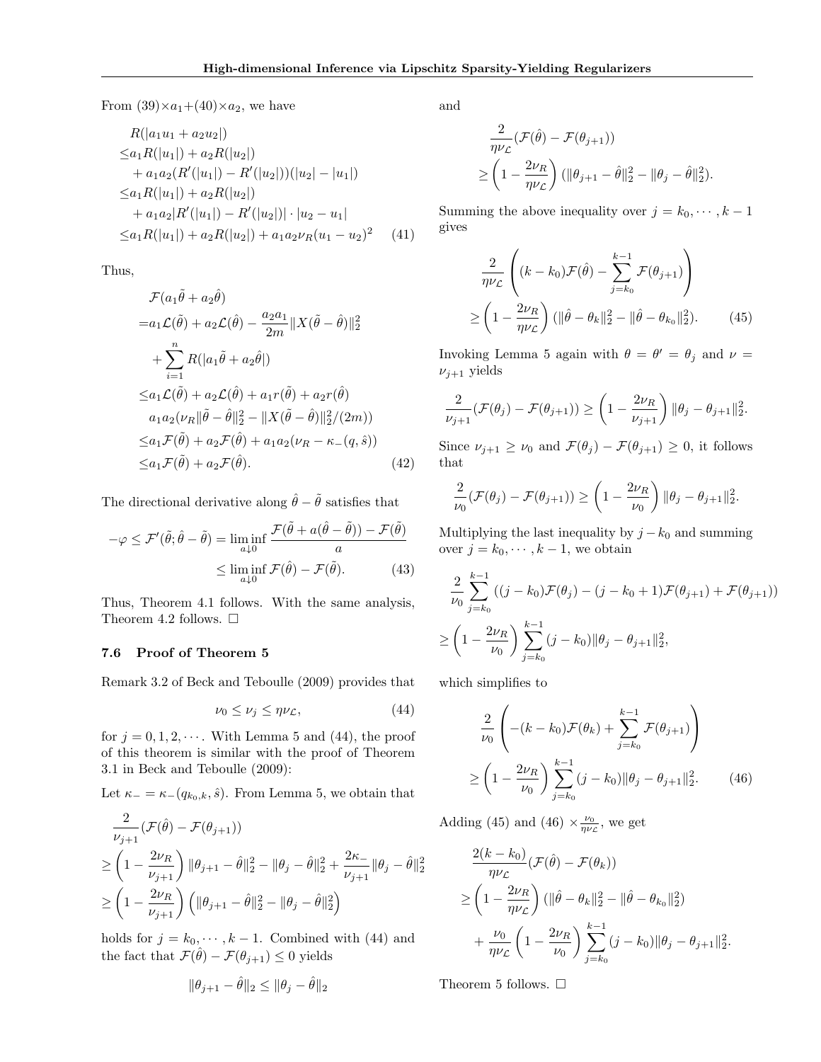From (39)$\times a_1$+(40)$\times a_2$, we have

$$
\begin{aligned}
&R(|a_1u_1 + a_2u_2|) \\
\le& a_1R(|u_1|) + a_2R(|u_2|) \\
&+ a_1a_2(R'(|u_1|) - R'(|u_2|))(|u_2| - |u_1|) \\
\le& a_1R(|u_1|) + a_2R(|u_2|) \\
&+ a_1a_2|R'(|u_1|) - R'(|u_2|)| \cdot |u_2 - u_1| \\
\le& a_1R(|u_1|) + a_2R(|u_2|) + a_1a_2\nu_R(u_1 - u_2)^2 \qquad (41)
\end{aligned}
$$

Thus,

$$
\begin{aligned}
&\mathcal{F}(a_1\tilde{\theta} + a_2\hat{\theta}) \\
=& a_1\mathcal{L}(\tilde{\theta}) + a_2\mathcal{L}(\hat{\theta}) - \frac{a_2a_1}{2m}\|X(\tilde{\theta} - \hat{\theta})\|_2^2 \\
&+ \sum_{i=1}^{n} R(|a_1\tilde{\theta} + a_2\hat{\theta}|) \\
\le& a_1\mathcal{L}(\tilde{\theta}) + a_2\mathcal{L}(\hat{\theta}) + a_1r(\tilde{\theta}) + a_2r(\hat{\theta}) \\
& a_1a_2(\nu_R\|\tilde{\theta} - \hat{\theta}\|_2^2 - \|X(\tilde{\theta} - \hat{\theta})\|_2^2/(2m)) \\
\le& a_1\mathcal{F}(\tilde{\theta}) + a_2\mathcal{F}(\hat{\theta}) + a_1a_2(\nu_R - \kappa_-(q, \hat{s})) \\
\le& a_1\mathcal{F}(\tilde{\theta}) + a_2\mathcal{F}(\hat{\theta}). \qquad (42)
\end{aligned}
$$

The directional derivative along $\hat{\theta} - \tilde{\theta}$ satisfies that

$$
\begin{aligned}
-\varphi \le \mathcal{F}'(\tilde{\theta}; \hat{\theta} - \tilde{\theta}) &= \liminf_{a \downarrow 0} \frac{\mathcal{F}(\tilde{\theta} + a(\hat{\theta} - \tilde{\theta})) - \mathcal{F}(\tilde{\theta})}{a} \\
&\le \liminf_{a \downarrow 0} \mathcal{F}(\hat{\theta}) - \mathcal{F}(\tilde{\theta}). \qquad (43)
\end{aligned}
$$

Thus, Theorem 4.1 follows. With the same analysis, Theorem 4.2 follows. □

### 7.6 Proof of Theorem 5

Remark 3.2 of Beck and Teboulle (2009) provides that

$$
\nu_0 \le \nu_j \le \eta\nu_{\mathcal{L}}, \qquad (44)
$$

for $j = 0, 1, 2, \cdots$. With Lemma 5 and (44), the proof of this theorem is similar with the proof of Theorem 3.1 in Beck and Teboulle (2009):

Let $\kappa_- = \kappa_-(q_{k_0,k}, \hat{s})$. From Lemma 5, we obtain that

$$
\begin{aligned}
&\frac{2}{\nu_{j+1}}(\mathcal{F}(\hat{\theta}) - \mathcal{F}(\theta_{j+1})) \\
\ge& \left(1 - \frac{2\nu_R}{\nu_{j+1}}\right)\|\theta_{j+1} - \hat{\theta}\|_2^2 - \|\theta_j - \hat{\theta}\|_2^2 + \frac{2\kappa_-}{\nu_{j+1}}\|\theta_j - \hat{\theta}\|_2^2 \\
\ge& \left(1 - \frac{2\nu_R}{\nu_{j+1}}\right)\left(\|\theta_{j+1} - \hat{\theta}\|_2^2 - \|\theta_j - \hat{\theta}\|_2^2\right)
\end{aligned}
$$

holds for $j = k_0, \cdots, k-1$. Combined with (44) and the fact that $\mathcal{F}(\hat{\theta}) - \mathcal{F}(\theta_{j+1}) \le 0$ yields

$$
\|\theta_{j+1} - \hat{\theta}\|_2 \le \|\theta_j - \hat{\theta}\|_2
$$

and

$$
\begin{aligned}
&\frac{2}{\eta\nu_{\mathcal{L}}}(\mathcal{F}(\hat{\theta}) - \mathcal{F}(\theta_{j+1})) \\
&\ge \left(1 - \frac{2\nu_R}{\eta\nu_{\mathcal{L}}}\right)(\|\theta_{j+1} - \hat{\theta}\|_2^2 - \|\theta_j - \hat{\theta}\|_2^2).
\end{aligned}
$$

Summing the above inequality over $j = k_0, \cdots, k-1$ gives

$$
\begin{aligned}
&\frac{2}{\eta\nu_{\mathcal{L}}}\left((k - k_0)\mathcal{F}(\hat{\theta}) - \sum_{j=k_0}^{k-1}\mathcal{F}(\theta_{j+1})\right) \\
&\ge \left(1 - \frac{2\nu_R}{\eta\nu_{\mathcal{L}}}\right)(\|\hat{\theta} - \theta_k\|_2^2 - \|\hat{\theta} - \theta_{k_0}\|_2^2). \qquad (45)
\end{aligned}
$$

Invoking Lemma 5 again with $\theta = \theta' = \theta_j$ and $\nu = \nu_{j+1}$ yields

$$
\frac{2}{\nu_{j+1}}(\mathcal{F}(\theta_j) - \mathcal{F}(\theta_{j+1})) \ge \left(1 - \frac{2\nu_R}{\nu_{j+1}}\right)\|\theta_j - \theta_{j+1}\|_2^2.
$$

Since $\nu_{j+1} \ge \nu_0$ and $\mathcal{F}(\theta_j) - \mathcal{F}(\theta_{j+1}) \ge 0$, it follows that

$$
\frac{2}{\nu_0}(\mathcal{F}(\theta_j) - \mathcal{F}(\theta_{j+1})) \ge \left(1 - \frac{2\nu_R}{\nu_0}\right)\|\theta_j - \theta_{j+1}\|_2^2.
$$

Multiplying the last inequality by $j - k_0$ and summing over $j = k_0, \cdots, k-1$, we obtain

$$
\begin{aligned}
&\frac{2}{\nu_0}\sum_{j=k_0}^{k-1}((j - k_0)\mathcal{F}(\theta_j) - (j - k_0 + 1)\mathcal{F}(\theta_{j+1}) + \mathcal{F}(\theta_{j+1})) \\
\ge& \left(1 - \frac{2\nu_R}{\nu_0}\right)\sum_{j=k_0}^{k-1}(j - k_0)\|\theta_j - \theta_{j+1}\|_2^2,
\end{aligned}
$$

which simplifies to

$$
\begin{aligned}
&\frac{2}{\nu_0}\left(-(k - k_0)\mathcal{F}(\theta_k) + \sum_{j=k_0}^{k-1}\mathcal{F}(\theta_{j+1})\right) \\
&\ge \left(1 - \frac{2\nu_R}{\nu_0}\right)\sum_{j=k_0}^{k-1}(j - k_0)\|\theta_j - \theta_{j+1}\|_2^2. \qquad (46)
\end{aligned}
$$

Adding (45) and (46) $\times\frac{\nu_0}{\eta\nu_{\mathcal{L}}}$, we get

$$
\begin{aligned}
&\frac{2(k - k_0)}{\eta\nu_{\mathcal{L}}}(\mathcal{F}(\hat{\theta}) - \mathcal{F}(\theta_k)) \\
\ge& \left(1 - \frac{2\nu_R}{\eta\nu_{\mathcal{L}}}\right)(\|\hat{\theta} - \theta_k\|_2^2 - \|\hat{\theta} - \theta_{k_0}\|_2^2) \\
&+ \frac{\nu_0}{\eta\nu_{\mathcal{L}}}\left(1 - \frac{2\nu_R}{\nu_0}\right)\sum_{j=k_0}^{k-1}(j - k_0)\|\theta_j - \theta_{j+1}\|_2^2.
\end{aligned}
$$

Theorem 5 follows. □